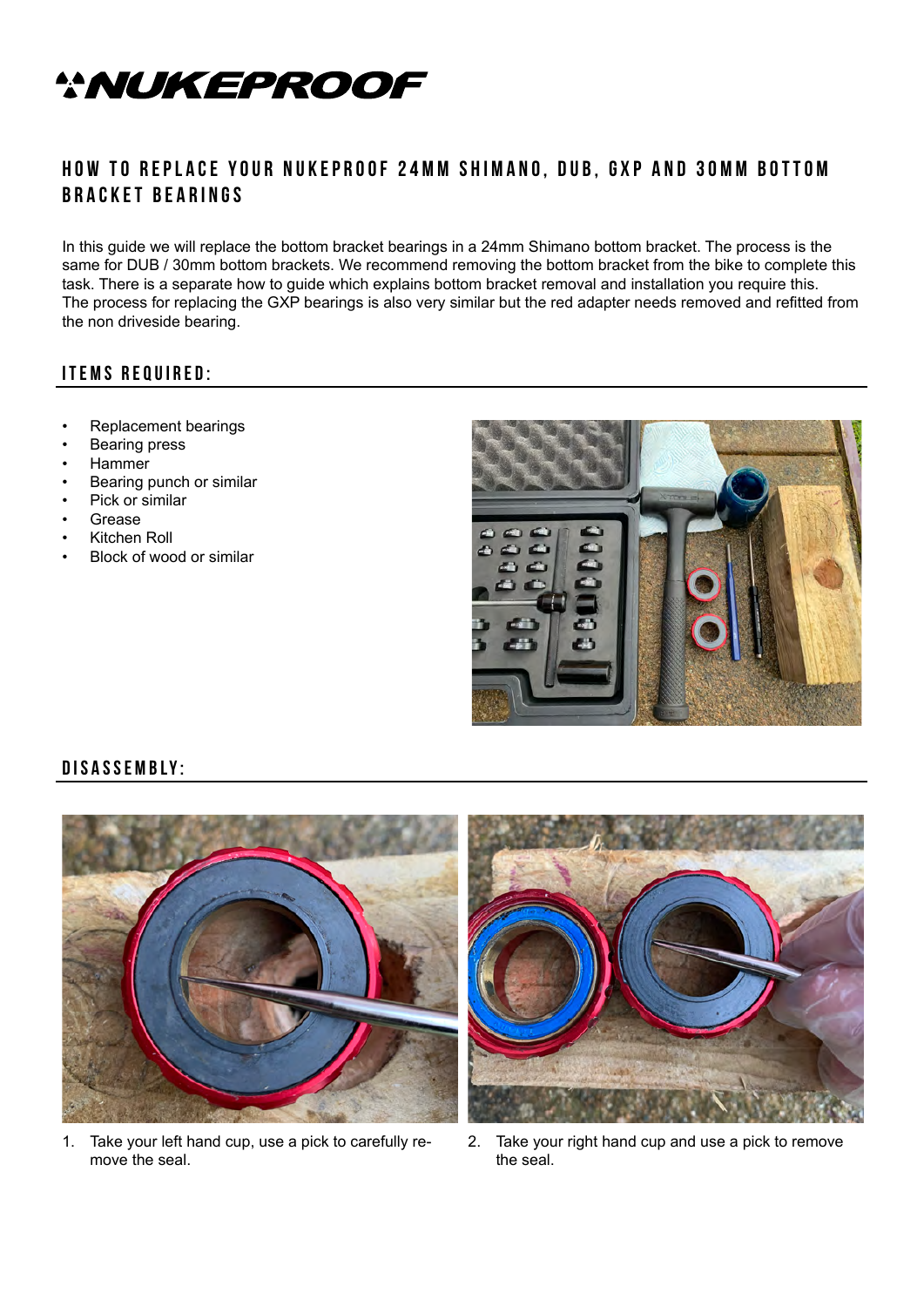# NUKEPROOF

## HOW TO REPLACE YOUR NUKEPROOF 24MM SHIMANO, DUB, GXP AND 30MM BOTTOM BRACKET BEARINGS

In this guide we will replace the bottom bracket bearings in a 24mm Shimano bottom bracket. The process is the same for DUB / 30mm bottom brackets. We recommend removing the bottom bracket from the bike to complete this task. There is a separate how to guide which explains bottom bracket removal and installation you require this.
The process for replacing the GXP bearings is also very similar but the red adapter needs removed and refitted from the non driveside bearing.

### ITEMS REQUIRED:

- Replacement bearings
- Bearing press
- Hammer
- Bearing punch or similar
- Pick or similar
- Grease
- Kitchen Roll
- Block of wood or similar

### DISASSEMBLY:

1. Take your left hand cup, use a pick to carefully remove the seal.
2. Take your right hand cup and use a pick to remove the seal.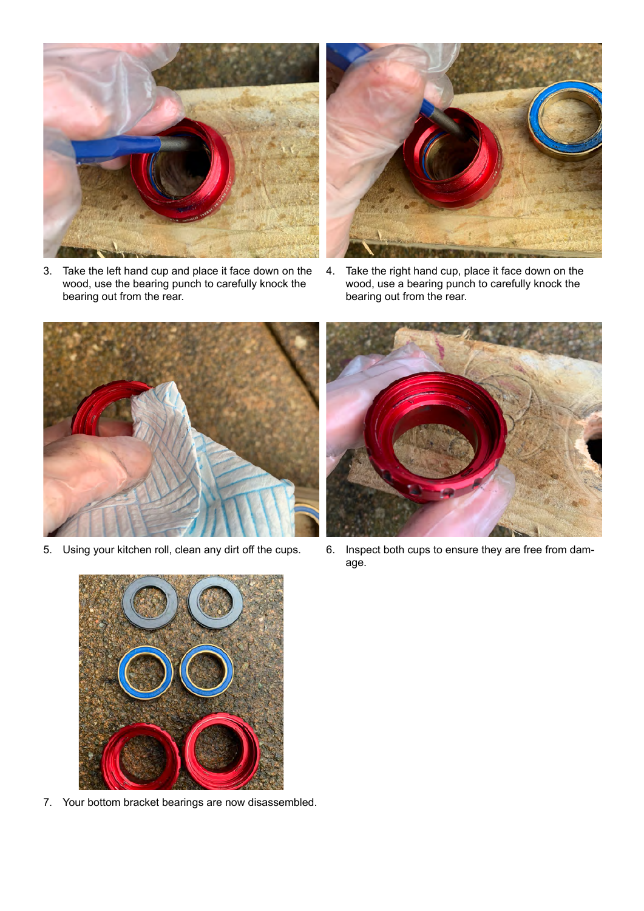3. Take the left hand cup and place it face down on the wood, use the bearing punch to carefully knock the bearing out from the rear.

4. Take the right hand cup, place it face down on the wood, use a bearing punch to carefully knock the bearing out from the rear.

5. Using your kitchen roll, clean any dirt off the cups.

6. Inspect both cups to ensure they are free from damage.

7. Your bottom bracket bearings are now disassembled.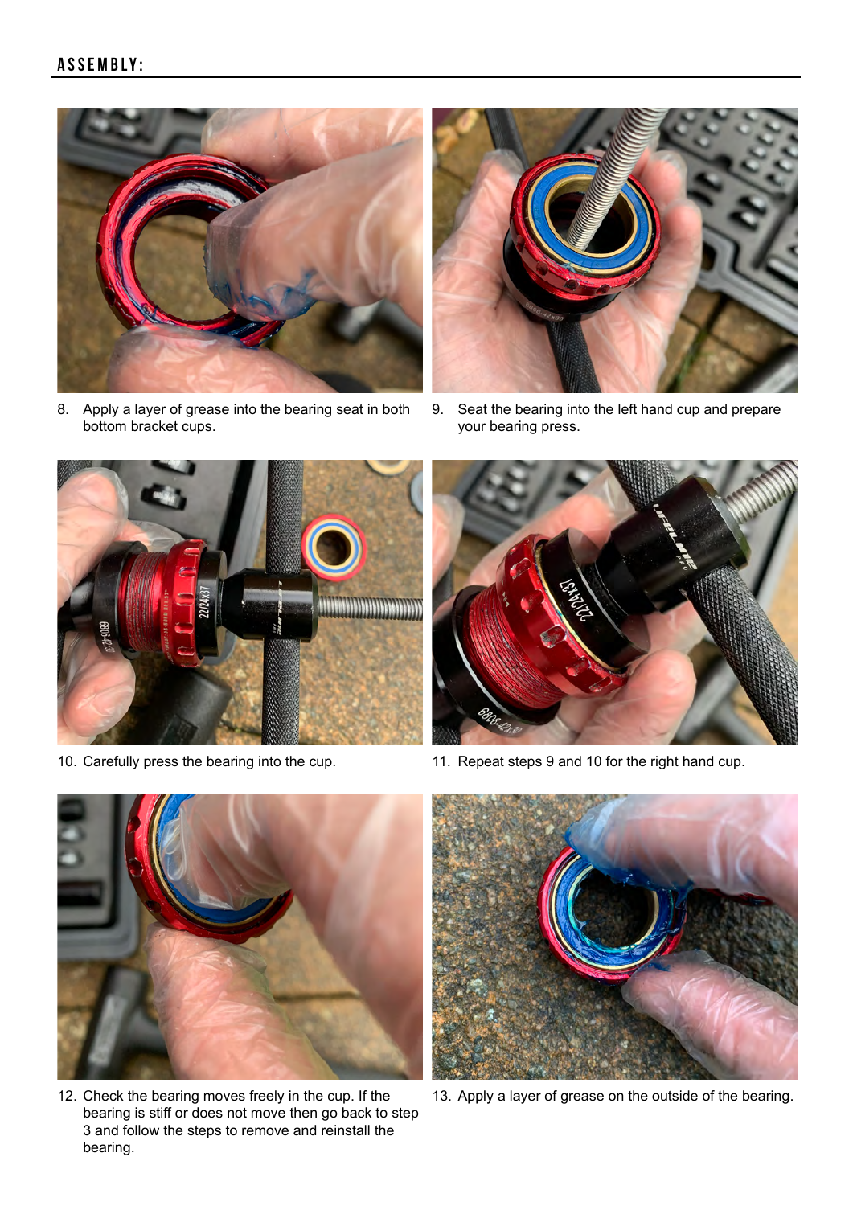## ASSEMBLY:

8. Apply a layer of grease into the bearing seat in both bottom bracket cups.

9. Seat the bearing into the left hand cup and prepare your bearing press.

10. Carefully press the bearing into the cup.

11. Repeat steps 9 and 10 for the right hand cup.

12. Check the bearing moves freely in the cup. If the bearing is stiff or does not move then go back to step 3 and follow the steps to remove and reinstall the bearing.

13. Apply a layer of grease on the outside of the bearing.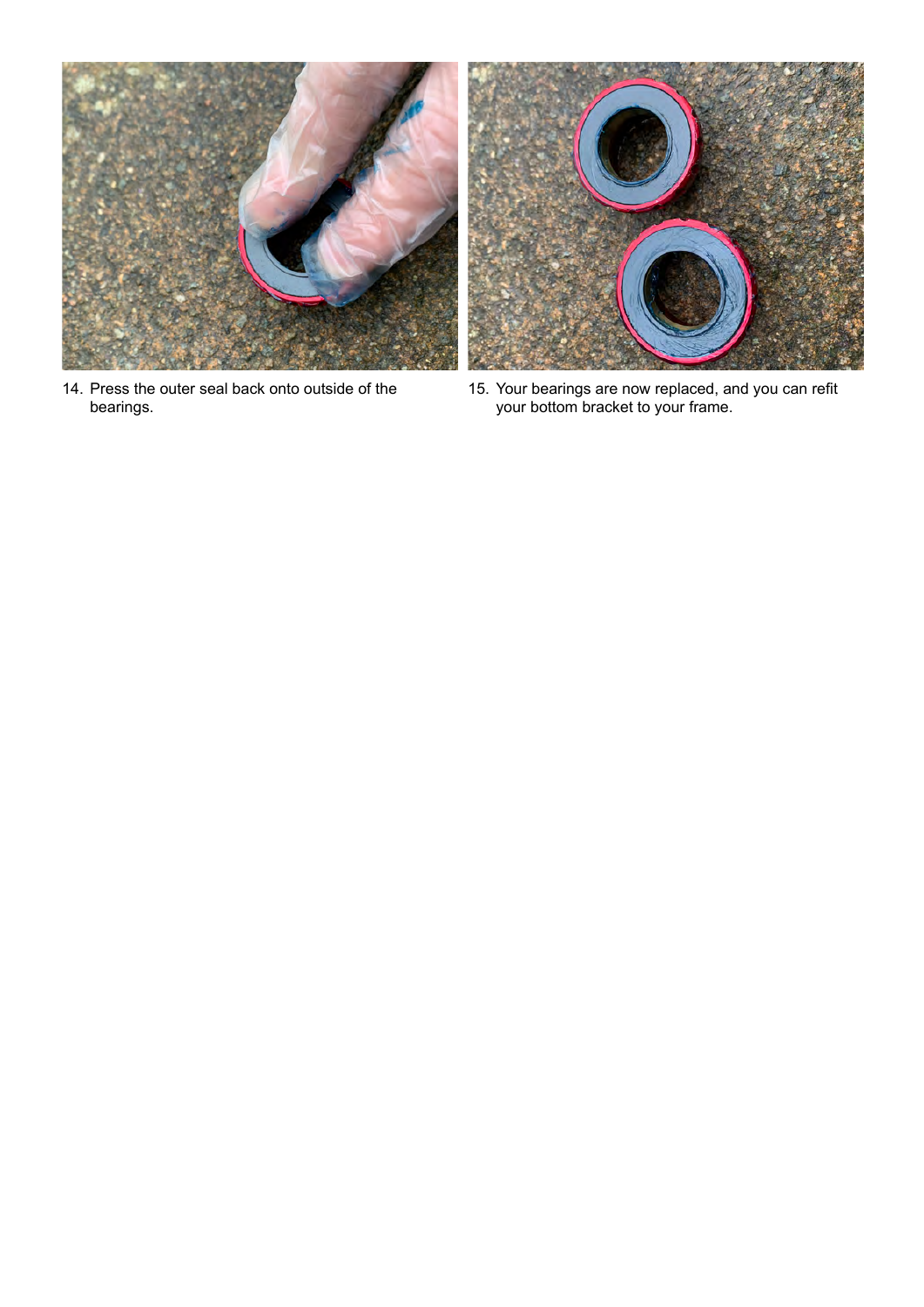14. Press the outer seal back onto outside of the bearings.

15. Your bearings are now replaced, and you can refit your bottom bracket to your frame.